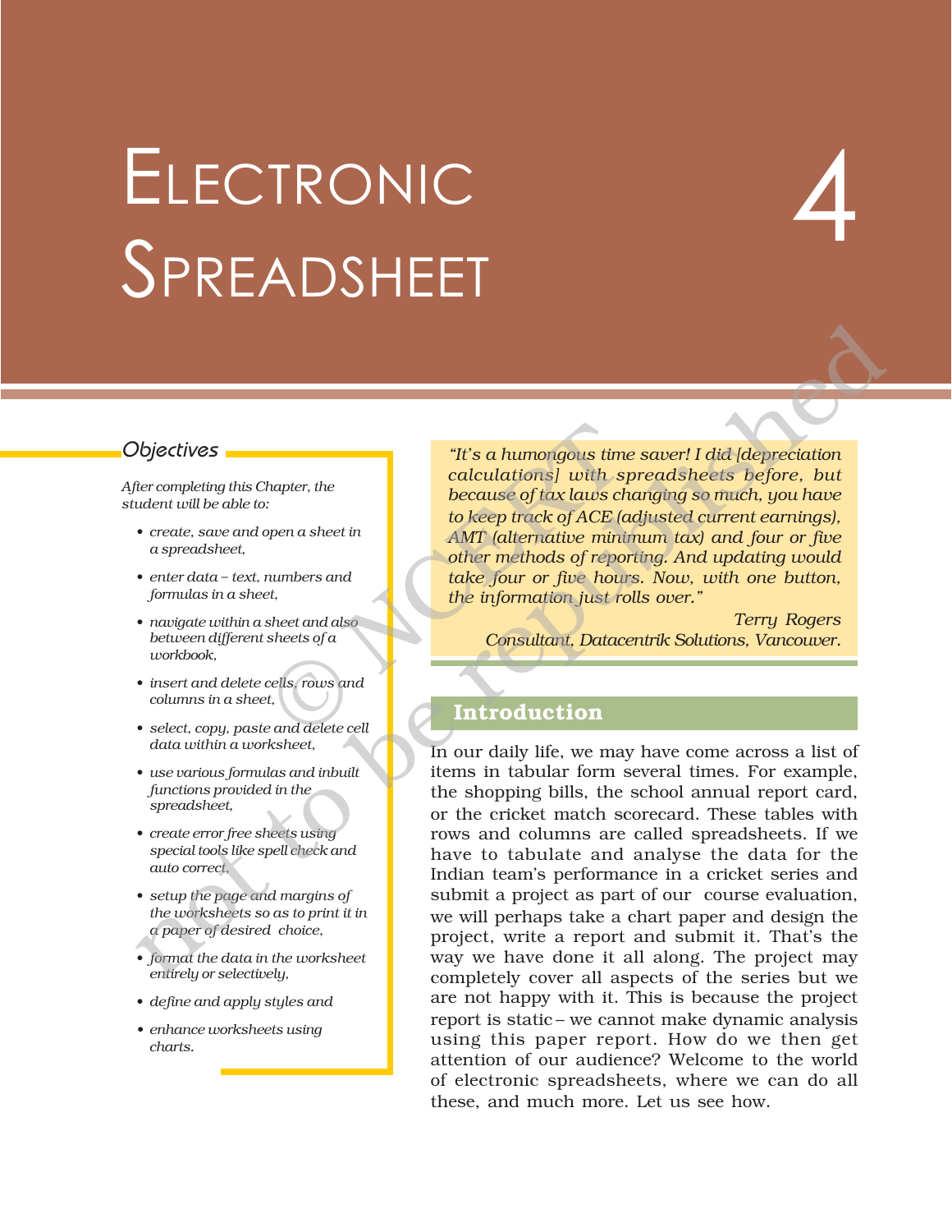# 4 Electronic Spreadsheet

## *Objectives*

*After completing this Chapter, the student will be able to:*

- *create, save and open a sheet in a spreadsheet,*
- *enter data – text, numbers and formulas in a sheet,*
- *navigate within a sheet and also between different sheets of a workbook,*
- *insert and delete cells, rows and columns in a sheet,*
- *select, copy, paste and delete cell data within a worksheet,*
- *use various formulas and inbuilt functions provided in the spreadsheet,*
- *create error free sheets using special tools like spell check and auto correct,*
- *setup the page and margins of the worksheets so as to print it in a paper of desired choice,*
- *format the data in the worksheet entirely or selectively,*
- *define and apply styles and*
- *enhance worksheets using charts.*

> *"It's a humongous time saver! I did [depreciation calculations] with spreadsheets before, but because of tax laws changing so much, you have to keep track of ACE (adjusted current earnings), AMT (alternative minimum tax) and four or five other methods of reporting. And updating would take four or five hours. Now, with one button, the information just rolls over."*
>
> *Terry Rogers*
> *Consultant, Datacentrik Solutions, Vancouver.*

## Introduction

In our daily life, we may have come across a list of items in tabular form several times. For example, the shopping bills, the school annual report card, or the cricket match scorecard. These tables with rows and columns are called spreadsheets. If we have to tabulate and analyse the data for the Indian team's performance in a cricket series and submit a project as part of our course evaluation, we will perhaps take a chart paper and design the project, write a report and submit it. That's the way we have done it all along. The project may completely cover all aspects of the series but we are not happy with it. This is because the project report is static – we cannot make dynamic analysis using this paper report. How do we then get attention of our audience? Welcome to the world of electronic spreadsheets, where we can do all these, and much more. Let us see how.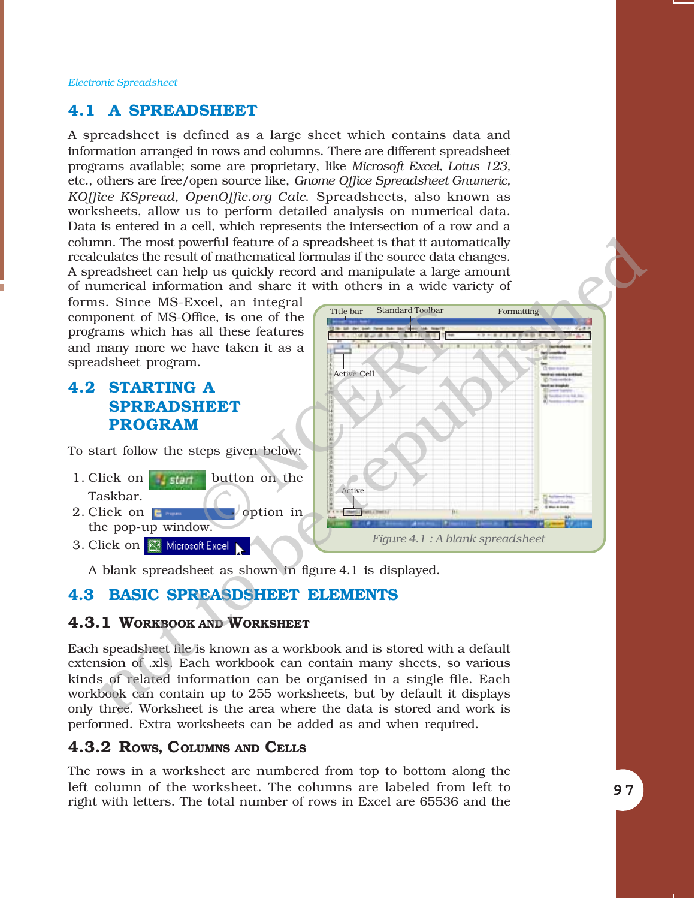## 4.1 A SPREADSHEET

A spreadsheet is defined as a large sheet which contains data and information arranged in rows and columns. There are different spreadsheet programs available; some are proprietary, like *Microsoft Excel, Lotus 123,* etc., others are free/open source like, *Gnome Office Spreadsheet Gnumeric, KOffice KSpread, OpenOffic.org Calc*. Spreadsheets, also known as worksheets, allow us to perform detailed analysis on numerical data. Data is entered in a cell, which represents the intersection of a row and a column. The most powerful feature of a spreadsheet is that it automatically recalculates the result of mathematical formulas if the source data changes. A spreadsheet can help us quickly record and manipulate a large amount of numerical information and share it with others in a wide variety of forms. Since MS-Excel, an integral component of MS-Office, is one of the programs which has all these features and many more we have taken it as a spreadsheet program.

*Figure 4.1 : A blank spreadsheet*

## 4.2 STARTING A SPREADSHEET PROGRAM

To start follow the steps given below:

1. Click on start button on the Taskbar.
2. Click on Programs option in the pop-up window.
3. Click on Microsoft Excel

A blank spreadsheet as shown in figure 4.1 is displayed.

## 4.3 BASIC SPREASDSHEET ELEMENTS

### 4.3.1 Workbook and Worksheet

Each speadsheet file is known as a workbook and is stored with a default extension of .xls. Each workbook can contain many sheets, so various kinds of related information can be organised in a single file. Each workbook can contain up to 255 worksheets, but by default it displays only three. Worksheet is the area where the data is stored and work is performed. Extra worksheets can be added as and when required.

### 4.3.2 Rows, Columns and Cells

The rows in a worksheet are numbered from top to bottom along the left column of the worksheet. The columns are labeled from left to right with letters. The total number of rows in Excel are 65536 and the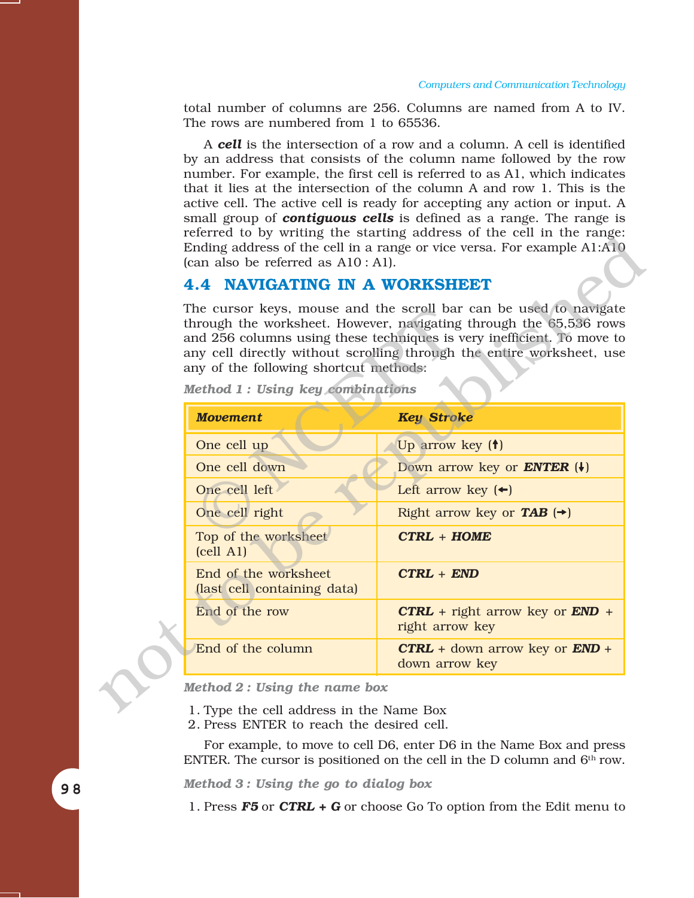total number of columns are 256. Columns are named from A to IV. The rows are numbered from 1 to 65536.

A ***cell*** is the intersection of a row and a column. A cell is identified by an address that consists of the column name followed by the row number. For example, the first cell is referred to as A1, which indicates that it lies at the intersection of the column A and row 1. This is the active cell. The active cell is ready for accepting any action or input. A small group of ***contiguous cells*** is defined as a range. The range is referred to by writing the starting address of the cell in the range: Ending address of the cell in a range or vice versa. For example A1:A10 (can also be referred as A10 : A1).

## 4.4 NAVIGATING IN A WORKSHEET

The cursor keys, mouse and the scroll bar can be used to navigate through the worksheet. However, navigating through the 65,536 rows and 256 columns using these techniques is very inefficient. To move to any cell directly without scrolling through the entire worksheet, use any of the following shortcut methods:

***Method 1 : Using key combinations***

| ***Movement*** | ***Key Stroke*** |
|---|---|
| One cell up | Up arrow key (↑) |
| One cell down | Down arrow key or ***ENTER*** (↓) |
| One cell left | Left arrow key (←) |
| One cell right | Right arrow key or ***TAB*** (→) |
| Top of the worksheet (cell A1) | ***CTRL*** + ***HOME*** |
| End of the worksheet (last cell containing data) | ***CTRL*** + ***END*** |
| End of the row | ***CTRL*** + right arrow key or ***END*** + right arrow key |
| End of the column | ***CTRL*** + down arrow key or ***END*** + down arrow key |

***Method 2 : Using the name box***

1. Type the cell address in the Name Box
2. Press ENTER to reach the desired cell.

For example, to move to cell D6, enter D6 in the Name Box and press ENTER. The cursor is positioned on the cell in the D column and 6th row.

***Method 3 : Using the go to dialog box***

1. Press ***F5*** or ***CTRL + G*** or choose Go To option from the Edit menu to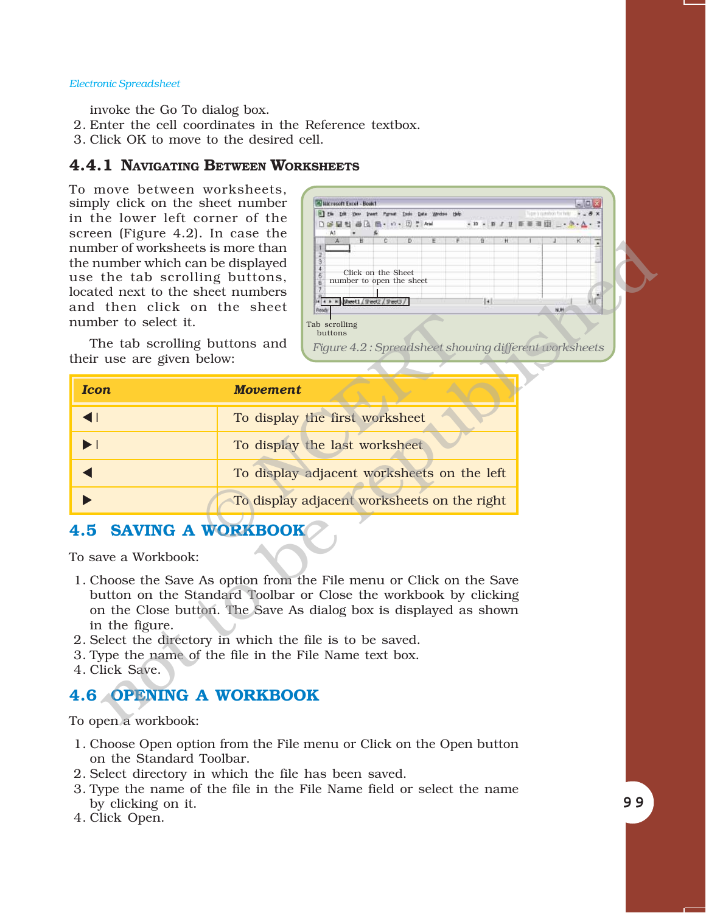invoke the Go To dialog box.

2. Enter the cell coordinates in the Reference textbox.
3. Click OK to move to the desired cell.

### 4.4.1 Navigating Between Worksheets

To move between worksheets, simply click on the sheet number in the lower left corner of the screen (Figure 4.2). In case the number of worksheets is more than the number which can be displayed use the tab scrolling buttons, located next to the sheet numbers and then click on the sheet number to select it.

The tab scrolling buttons and their use are given below:

Figure 4.2 : Spreadsheet showing different worksheets

| Icon | Movement |
|---|---|
| ◀I | To display the first worksheet |
| ▶I | To display the last worksheet |
| ◀ | To display adjacent worksheets on the left |
| ▶ | To display adjacent worksheets on the right |

## 4.5 SAVING A WORKBOOK

To save a Workbook:

1. Choose the Save As option from the File menu or Click on the Save button on the Standard Toolbar or Close the workbook by clicking on the Close button. The Save As dialog box is displayed as shown in the figure.
2. Select the directory in which the file is to be saved.
3. Type the name of the file in the File Name text box.
4. Click Save.

## 4.6 OPENING A WORKBOOK

To open a workbook:

1. Choose Open option from the File menu or Click on the Open button on the Standard Toolbar.
2. Select directory in which the file has been saved.
3. Type the name of the file in the File Name field or select the name by clicking on it.
4. Click Open.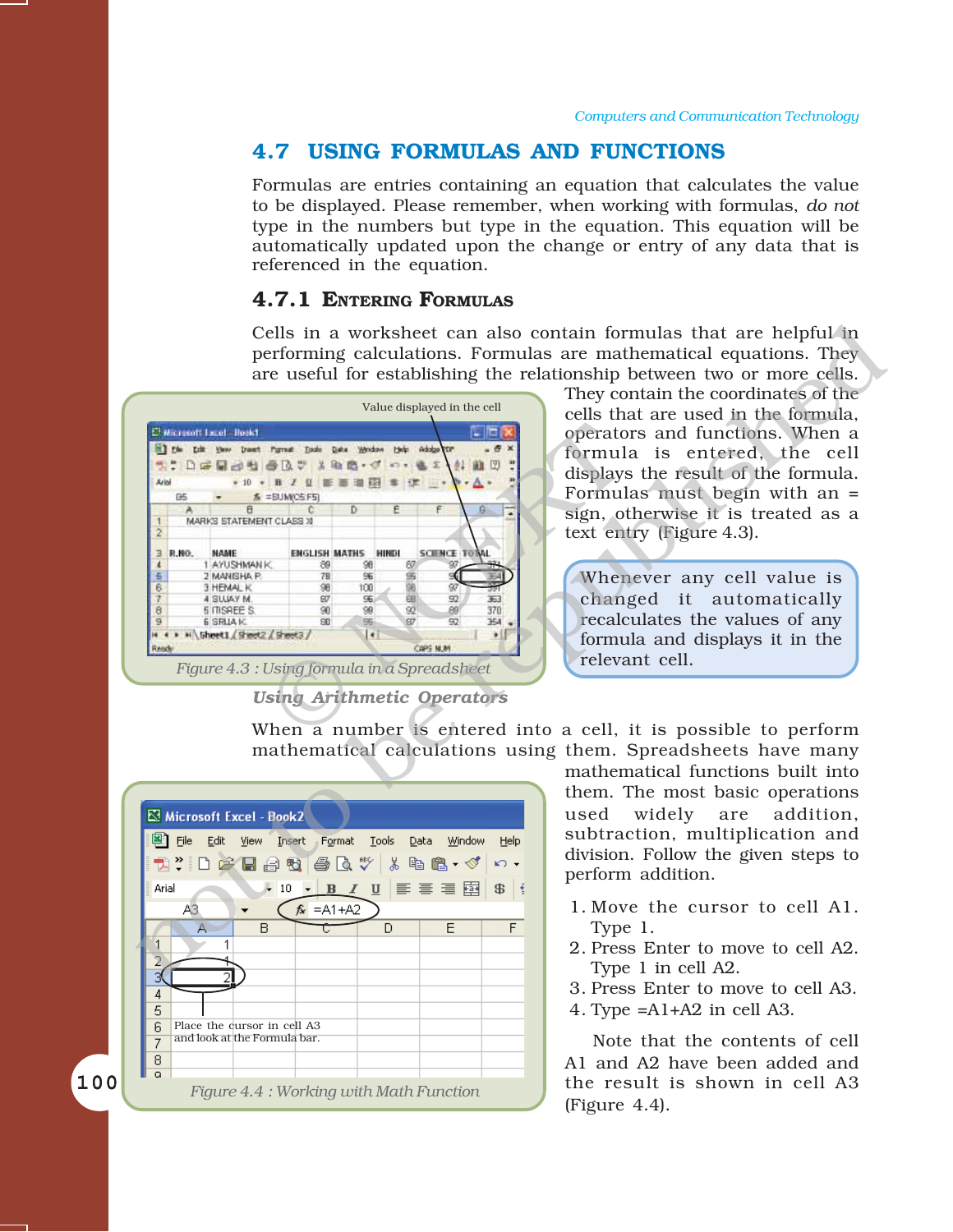## 4.7 USING FORMULAS AND FUNCTIONS

Formulas are entries containing an equation that calculates the value to be displayed. Please remember, when working with formulas, *do not* type in the numbers but type in the equation. This equation will be automatically updated upon the change or entry of any data that is referenced in the equation.

### 4.7.1 Entering Formulas

Cells in a worksheet can also contain formulas that are helpful in performing calculations. Formulas are mathematical equations. They are useful for establishing the relationship between two or more cells. They contain the coordinates of the cells that are used in the formula, operators and functions. When a formula is entered, the cell displays the result of the formula. Formulas must begin with an = sign, otherwise it is treated as a text entry (Figure 4.3).

Figure 4.3 : Using formula in a Spreadsheet

> Whenever any cell value is changed it automatically recalculates the values of any formula and displays it in the relevant cell.

***Using Arithmetic Operators***

When a number is entered into a cell, it is possible to perform mathematical calculations using them. Spreadsheets have many mathematical functions built into them. The most basic operations used widely are addition, subtraction, multiplication and division. Follow the given steps to perform addition.

1. Move the cursor to cell A1. Type 1.
2. Press Enter to move to cell A2. Type 1 in cell A2.
3. Press Enter to move to cell A3.
4. Type =A1+A2 in cell A3.

Note that the contents of cell A1 and A2 have been added and the result is shown in cell A3 (Figure 4.4).

Figure 4.4 : Working with Math Function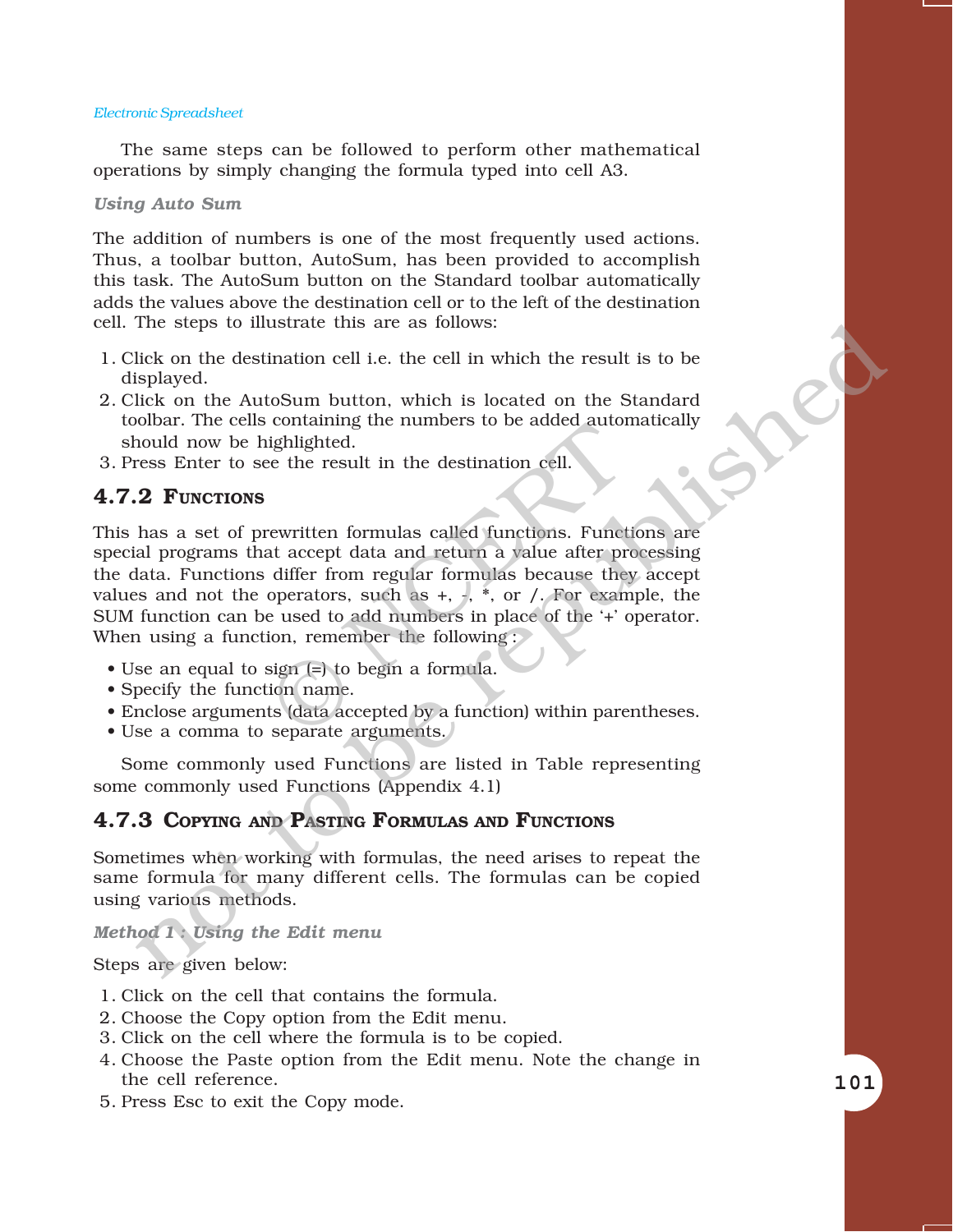The same steps can be followed to perform other mathematical operations by simply changing the formula typed into cell A3.

*Using Auto Sum*

The addition of numbers is one of the most frequently used actions. Thus, a toolbar button, AutoSum, has been provided to accomplish this task. The AutoSum button on the Standard toolbar automatically adds the values above the destination cell or to the left of the destination cell. The steps to illustrate this are as follows:

1. Click on the destination cell i.e. the cell in which the result is to be displayed.
2. Click on the AutoSum button, which is located on the Standard toolbar. The cells containing the numbers to be added automatically should now be highlighted.
3. Press Enter to see the result in the destination cell.

## 4.7.2 Functions

This has a set of prewritten formulas called functions. Functions are special programs that accept data and return a value after processing the data. Functions differ from regular formulas because they accept values and not the operators, such as +, -, *, or /. For example, the SUM function can be used to add numbers in place of the '+' operator. When using a function, remember the following :

- Use an equal to sign (=) to begin a formula.
- Specify the function name.
- Enclose arguments (data accepted by a function) within parentheses.
- Use a comma to separate arguments.

Some commonly used Functions are listed in Table representing some commonly used Functions (Appendix 4.1)

## 4.7.3 Copying and Pasting Formulas and Functions

Sometimes when working with formulas, the need arises to repeat the same formula for many different cells. The formulas can be copied using various methods.

*Method 1 : Using the Edit menu*

Steps are given below:

1. Click on the cell that contains the formula.
2. Choose the Copy option from the Edit menu.
3. Click on the cell where the formula is to be copied.
4. Choose the Paste option from the Edit menu. Note the change in the cell reference.
5. Press Esc to exit the Copy mode.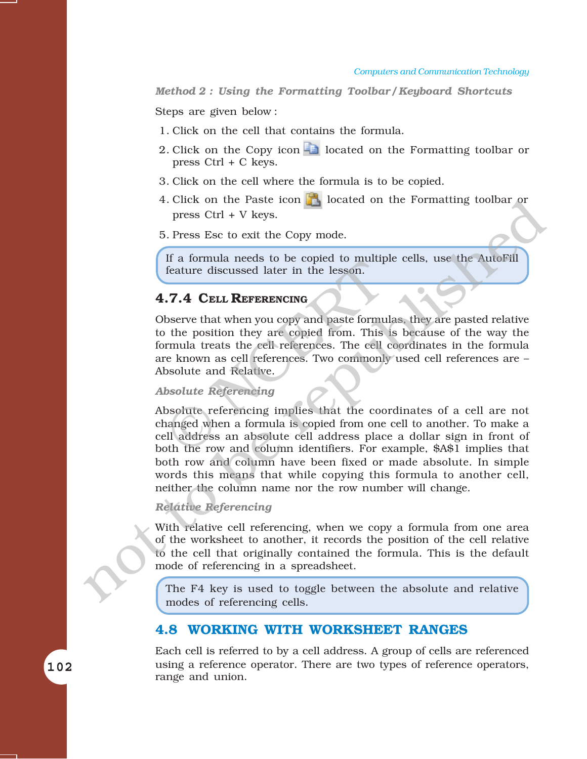*Method 2 : Using the Formatting Toolbar/Keyboard Shortcuts*

Steps are given below :

1. Click on the cell that contains the formula.
2. Click on the Copy icon located on the Formatting toolbar or press Ctrl + C keys.
3. Click on the cell where the formula is to be copied.
4. Click on the Paste icon located on the Formatting toolbar or press Ctrl + V keys.
5. Press Esc to exit the Copy mode.

> If a formula needs to be copied to multiple cells, use the AutoFill feature discussed later in the lesson.

### 4.7.4 Cell Referencing

Observe that when you copy and paste formulas, they are pasted relative to the position they are copied from. This is because of the way the formula treats the cell references. The cell coordinates in the formula are known as cell references. Two commonly used cell references are – Absolute and Relative.

*Absolute Referencing*

Absolute referencing implies that the coordinates of a cell are not changed when a formula is copied from one cell to another. To make a cell address an absolute cell address place a dollar sign in front of both the row and column identifiers. For example, $A$1 implies that both row and column have been fixed or made absolute. In simple words this means that while copying this formula to another cell, neither the column name nor the row number will change.

*Relative Referencing*

With relative cell referencing, when we copy a formula from one area of the worksheet to another, it records the position of the cell relative to the cell that originally contained the formula. This is the default mode of referencing in a spreadsheet.

> The F4 key is used to toggle between the absolute and relative modes of referencing cells.

## 4.8 WORKING WITH WORKSHEET RANGES

Each cell is referred to by a cell address. A group of cells are referenced using a reference operator. There are two types of reference operators, range and union.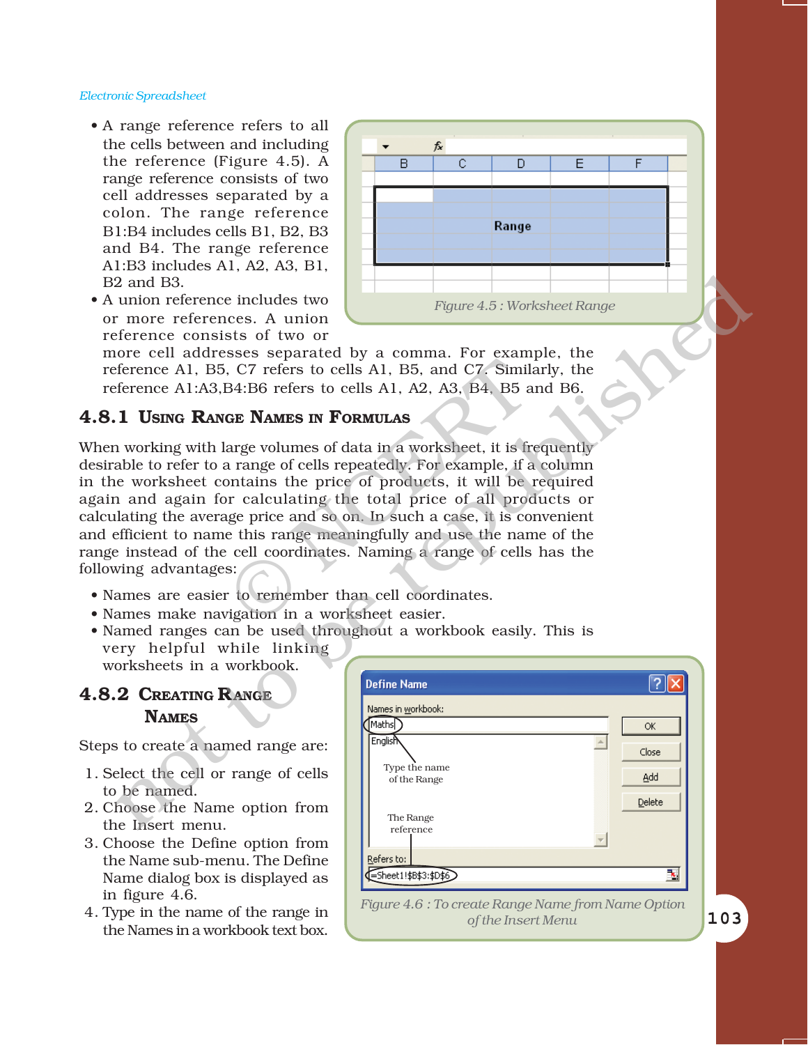- A range reference refers to all the cells between and including the reference (Figure 4.5). A range reference consists of two cell addresses separated by a colon. The range reference B1:B4 includes cells B1, B2, B3 and B4. The range reference A1:B3 includes A1, A2, A3, B1, B2 and B3.
- A union reference includes two or more references. A union reference consists of two or more cell addresses separated by a comma. For example, the reference A1, B5, C7 refers to cells A1, B5, and C7. Similarly, the reference A1:A3,B4:B6 refers to cells A1, A2, A3, B4, B5 and B6.

*Figure 4.5 : Worksheet Range*

### 4.8.1 Using Range Names in Formulas

When working with large volumes of data in a worksheet, it is frequently desirable to refer to a range of cells repeatedly. For example, if a column in the worksheet contains the price of products, it will be required again and again for calculating the total price of all products or calculating the average price and so on. In such a case, it is convenient and efficient to name this range meaningfully and use the name of the range instead of the cell coordinates. Naming a range of cells has the following advantages:

- Names are easier to remember than cell coordinates.
- Names make navigation in a worksheet easier.
- Named ranges can be used throughout a workbook easily. This is very helpful while linking worksheets in a workbook.

### 4.8.2 Creating Range Names

Steps to create a named range are:

1. Select the cell or range of cells to be named.
2. Choose the Name option from the Insert menu.
3. Choose the Define option from the Name sub-menu. The Define Name dialog box is displayed as in figure 4.6.
4. Type in the name of the range in the Names in a workbook text box.

*Figure 4.6 : To create Range Name from Name Option of the Insert Menu*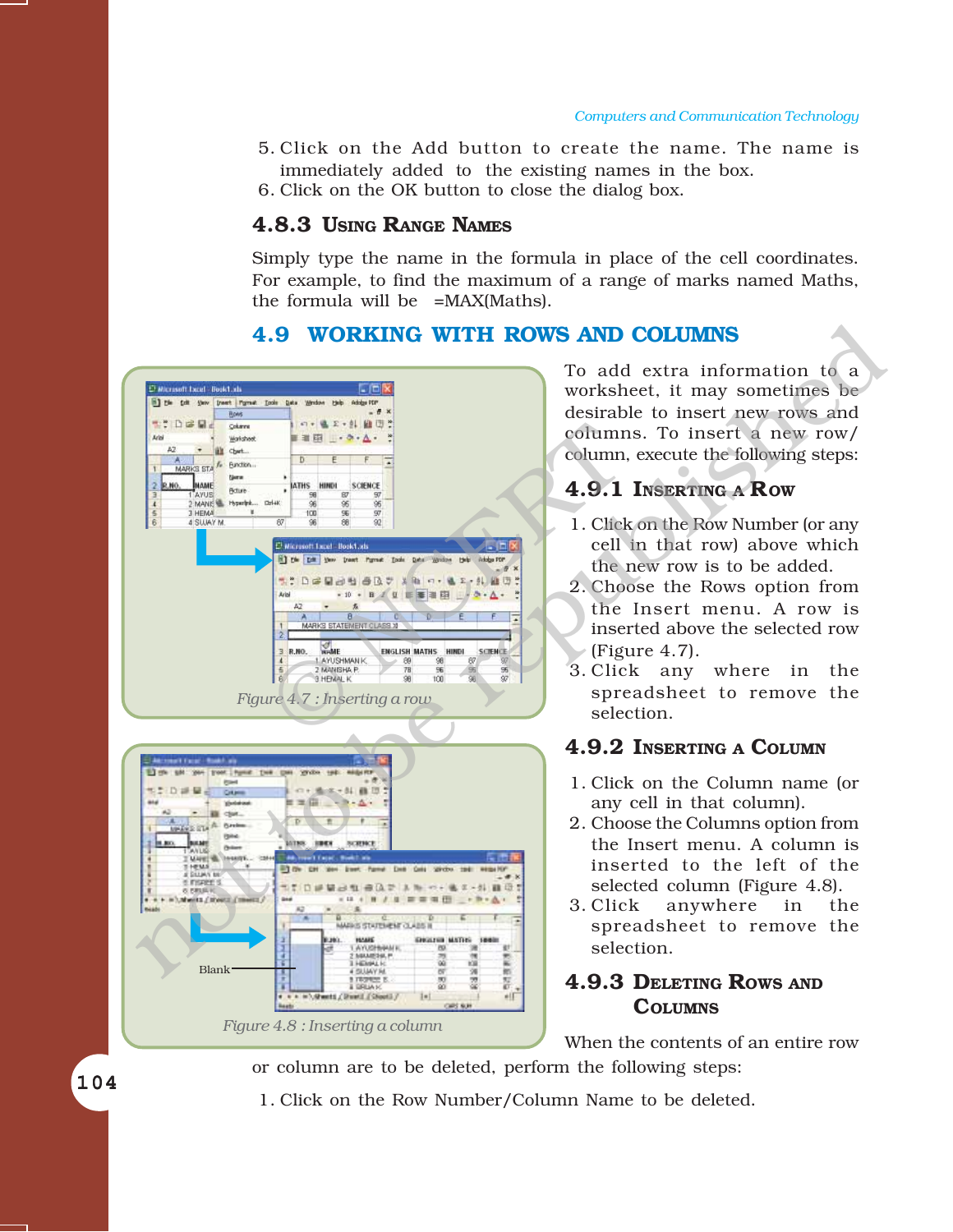5. Click on the Add button to create the name. The name is immediately added to the existing names in the box.
6. Click on the OK button to close the dialog box.

### 4.8.3 Using Range Names

Simply type the name in the formula in place of the cell coordinates. For example, to find the maximum of a range of marks named Maths, the formula will be =MAX(Maths).

## 4.9 WORKING WITH ROWS AND COLUMNS

To add extra information to a worksheet, it may sometimes be desirable to insert new rows and columns. To insert a new row/column, execute the following steps:

### 4.9.1 Inserting a Row

1. Click on the Row Number (or any cell in that row) above which the new row is to be added.
2. Choose the Rows option from the Insert menu. A row is inserted above the selected row (Figure 4.7).
3. Click any where in the spreadsheet to remove the selection.

Figure 4.7 : Inserting a row

### 4.9.2 Inserting a Column

1. Click on the Column name (or any cell in that column).
2. Choose the Columns option from the Insert menu. A column is inserted to the left of the selected column (Figure 4.8).
3. Click anywhere in the spreadsheet to remove the selection.

Blank

Figure 4.8 : Inserting a column

### 4.9.3 Deleting Rows and Columns

When the contents of an entire row or column are to be deleted, perform the following steps:

1. Click on the Row Number/Column Name to be deleted.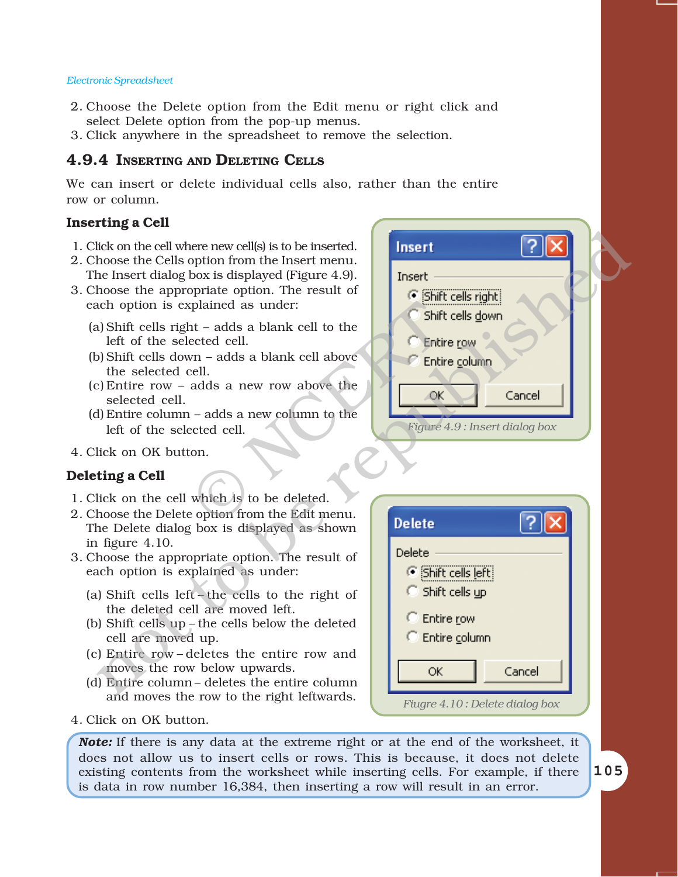2. Choose the Delete option from the Edit menu or right click and select Delete option from the pop-up menus.
3. Click anywhere in the spreadsheet to remove the selection.

### 4.9.4 Inserting and Deleting Cells

We can insert or delete individual cells also, rather than the entire row or column.

#### Inserting a Cell

1. Click on the cell where new cell(s) is to be inserted.
2. Choose the Cells option from the Insert menu. The Insert dialog box is displayed (Figure 4.9).
3. Choose the appropriate option. The result of each option is explained as under:

   (a) Shift cells right – adds a blank cell to the left of the selected cell.

   (b) Shift cells down – adds a blank cell above the selected cell.

   (c) Entire row – adds a new row above the selected cell.

   (d) Entire column – adds a new column to the left of the selected cell.

4. Click on OK button.

Insert

Insert

Shift cells right

Shift cells down

Entire row

Entire column

OK Cancel

*Figure 4.9 : Insert dialog box*

#### Deleting a Cell

1. Click on the cell which is to be deleted.
2. Choose the Delete option from the Edit menu. The Delete dialog box is displayed as shown in figure 4.10.
3. Choose the appropriate option. The result of each option is explained as under:

   (a) Shift cells left – the cells to the right of the deleted cell are moved left.

   (b) Shift cells up – the cells below the deleted cell are moved up.

   (c) Entire row – deletes the entire row and moves the row below upwards.

   (d) Entire column – deletes the entire column and moves the row to the right leftwards.

4. Click on OK button.

Delete

Delete

Shift cells left

Shift cells up

Entire row

Entire column

OK Cancel

*Fiugre 4.10 : Delete dialog box*

**Note:** If there is any data at the extreme right or at the end of the worksheet, it does not allow us to insert cells or rows. This is because, it does not delete existing contents from the worksheet while inserting cells. For example, if there is data in row number 16,384, then inserting a row will result in an error.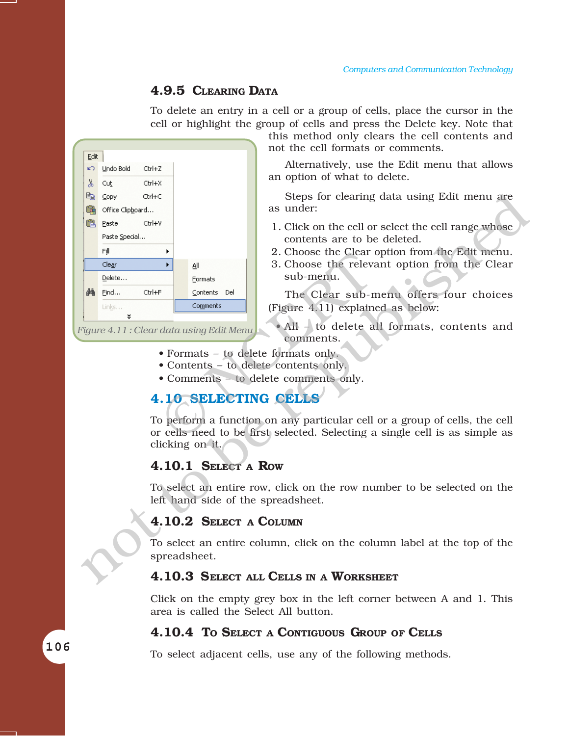### 4.9.5 Clearing Data

To delete an entry in a cell or a group of cells, place the cursor in the cell or highlight the group of cells and press the Delete key. Note that this method only clears the cell contents and not the cell formats or comments.

Alternatively, use the Edit menu that allows an option of what to delete.

Steps for clearing data using Edit menu are as under:

1. Click on the cell or select the cell range whose contents are to be deleted.
2. Choose the Clear option from the Edit menu.
3. Choose the relevant option from the Clear sub-menu.

Figure 4.11 : Clear data using Edit Menu

The Clear sub-menu offers four choices (Figure 4.11) explained as below:

- All – to delete all formats, contents and comments.
- Formats – to delete formats only.
- Contents – to delete contents only.
- Comments – to delete comments only.

## 4.10 SELECTING CELLS

To perform a function on any particular cell or a group of cells, the cell or cells need to be first selected. Selecting a single cell is as simple as clicking on it.

### 4.10.1 Select a Row

To select an entire row, click on the row number to be selected on the left hand side of the spreadsheet.

### 4.10.2 Select a Column

To select an entire column, click on the column label at the top of the spreadsheet.

### 4.10.3 Select all Cells in a Worksheet

Click on the empty grey box in the left corner between A and 1. This area is called the Select All button.

### 4.10.4 To Select a Contiguous Group of Cells

To select adjacent cells, use any of the following methods.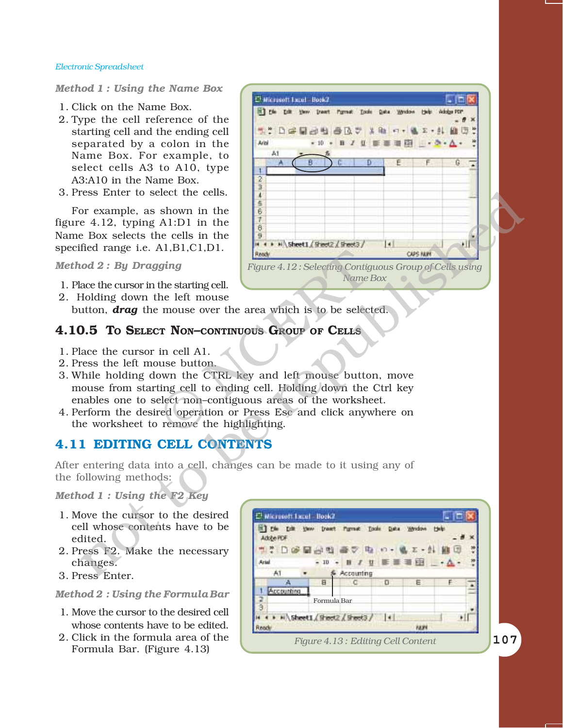*Method 1 : Using the Name Box*

1. Click on the Name Box.
2. Type the cell reference of the starting cell and the ending cell separated by a colon in the Name Box. For example, to select cells A3 to A10, type A3:A10 in the Name Box.
3. Press Enter to select the cells.

For example, as shown in the figure 4.12, typing A1:D1 in the Name Box selects the cells in the specified range i.e. A1,B1,C1,D1.

Figure 4.12 : Selecting Contiguous Group of Cells using Name Box

*Method 2 : By Dragging*

1. Place the cursor in the starting cell.
2. Holding down the left mouse button, ***drag*** the mouse over the area which is to be selected.

### 4.10.5 To Select Non–continuous Group of Cells

1. Place the cursor in cell A1.
2. Press the left mouse button.
3. While holding down the CTRL key and left mouse button, move mouse from starting cell to ending cell. Holding down the Ctrl key enables one to select non–contiguous areas of the worksheet.
4. Perform the desired operation or Press Esc and click anywhere on the worksheet to remove the highlighting.

## 4.11 Editing Cell Contents

After entering data into a cell, changes can be made to it using any of the following methods:

*Method 1 : Using the F2 Key*

1. Move the cursor to the desired cell whose contents have to be edited.
2. Press F2. Make the necessary changes.
3. Press Enter.

*Method 2 : Using the Formula Bar*

1. Move the cursor to the desired cell whose contents have to be edited.
2. Click in the formula area of the Formula Bar. (Figure 4.13)

Figure 4.13 : Editing Cell Content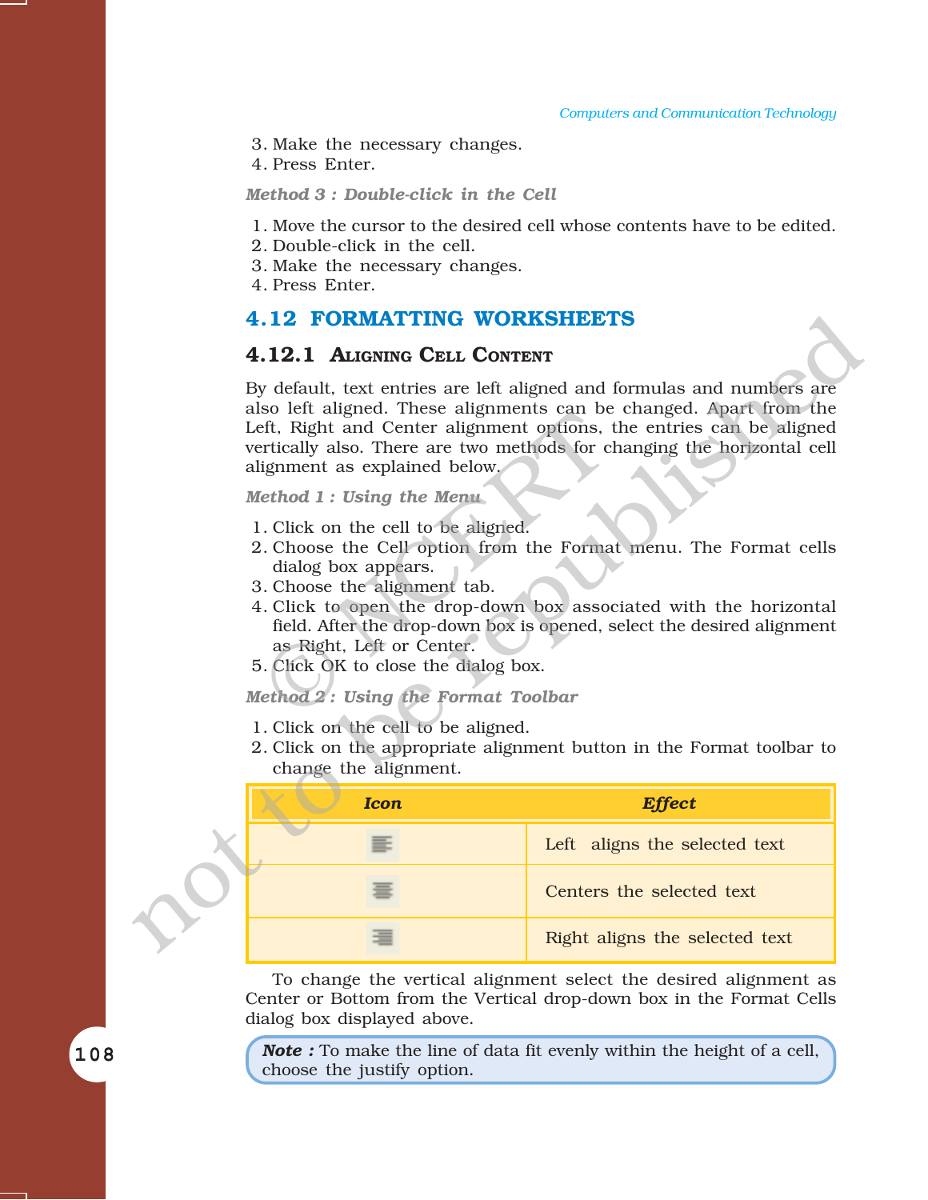3. Make the necessary changes.
4. Press Enter.

*Method 3 : Double-click in the Cell*

1. Move the cursor to the desired cell whose contents have to be edited.
2. Double-click in the cell.
3. Make the necessary changes.
4. Press Enter.

## 4.12 FORMATTING WORKSHEETS

### 4.12.1 Aligning Cell Content

By default, text entries are left aligned and formulas and numbers are also left aligned. These alignments can be changed. Apart from the Left, Right and Center alignment options, the entries can be aligned vertically also. There are two methods for changing the horizontal cell alignment as explained below.

*Method 1 : Using the Menu*

1. Click on the cell to be aligned.
2. Choose the Cell option from the Format menu. The Format cells dialog box appears.
3. Choose the alignment tab.
4. Click to open the drop-down box associated with the horizontal field. After the drop-down box is opened, select the desired alignment as Right, Left or Center.
5. Click OK to close the dialog box.

*Method 2 : Using the Format Toolbar*

1. Click on the cell to be aligned.
2. Click on the appropriate alignment button in the Format toolbar to change the alignment.

| *Icon* | *Effect* |
|---|---|
| | Left aligns the selected text |
| | Centers the selected text |
| | Right aligns the selected text |

To change the vertical alignment select the desired alignment as Center or Bottom from the Vertical drop-down box in the Format Cells dialog box displayed above.

> ***Note :*** To make the line of data fit evenly within the height of a cell, choose the justify option.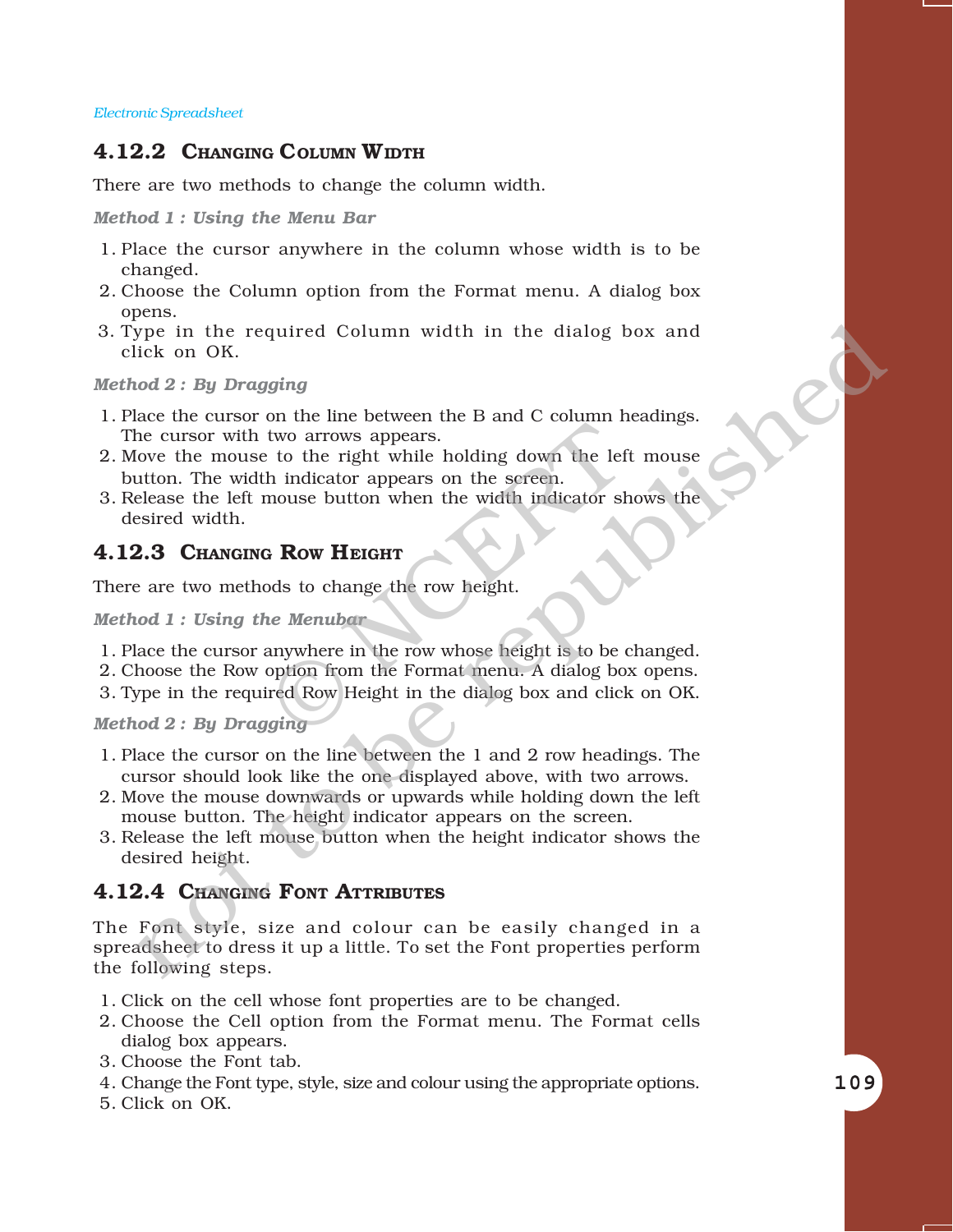### 4.12.2 Changing Column Width

There are two methods to change the column width.

*Method 1 : Using the Menu Bar*

1. Place the cursor anywhere in the column whose width is to be changed.
2. Choose the Column option from the Format menu. A dialog box opens.
3. Type in the required Column width in the dialog box and click on OK.

*Method 2 : By Dragging*

1. Place the cursor on the line between the B and C column headings. The cursor with two arrows appears.
2. Move the mouse to the right while holding down the left mouse button. The width indicator appears on the screen.
3. Release the left mouse button when the width indicator shows the desired width.

### 4.12.3 Changing Row Height

There are two methods to change the row height.

*Method 1 : Using the Menubar*

1. Place the cursor anywhere in the row whose height is to be changed.
2. Choose the Row option from the Format menu. A dialog box opens.
3. Type in the required Row Height in the dialog box and click on OK.

*Method 2 : By Dragging*

1. Place the cursor on the line between the 1 and 2 row headings. The cursor should look like the one displayed above, with two arrows.
2. Move the mouse downwards or upwards while holding down the left mouse button. The height indicator appears on the screen.
3. Release the left mouse button when the height indicator shows the desired height.

### 4.12.4 Changing Font Attributes

The Font style, size and colour can be easily changed in a spreadsheet to dress it up a little. To set the Font properties perform the following steps.

1. Click on the cell whose font properties are to be changed.
2. Choose the Cell option from the Format menu. The Format cells dialog box appears.
3. Choose the Font tab.
4. Change the Font type, style, size and colour using the appropriate options.
5. Click on OK.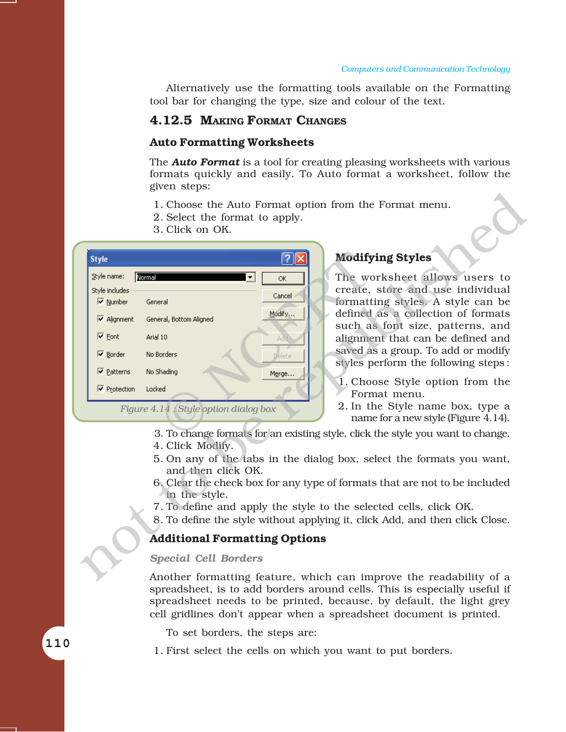Alternatively use the formatting tools available on the Formatting tool bar for changing the type, size and colour of the text.

## 4.12.5 Making Format Changes

### Auto Formatting Worksheets

The ***Auto Format*** is a tool for creating pleasing worksheets with various formats quickly and easily. To Auto format a worksheet, follow the given steps:

1. Choose the Auto Format option from the Format menu.
2. Select the format to apply.
3. Click on OK.

*Figure 4.14 : Style option dialog box*

### Modifying Styles

The worksheet allows users to create, store and use individual formatting styles. A style can be defined as a collection of formats such as font size, patterns, and alignment that can be defined and saved as a group. To add or modify styles perform the following steps :

1. Choose Style option from the Format menu.
2. In the Style name box, type a name for a new style (Figure 4.14).
3. To change formats for an existing style, click the style you want to change.
4. Click Modify.
5. On any of the tabs in the dialog box, select the formats you want, and then click OK.
6. Clear the check box for any type of formats that are not to be included in the style.
7. To define and apply the style to the selected cells, click OK.
8. To define the style without applying it, click Add, and then click Close.

### Additional Formatting Options

***Special Cell Borders***

Another formatting feature, which can improve the readability of a spreadsheet, is to add borders around cells. This is especially useful if spreadsheet needs to be printed, because, by default, the light grey cell gridlines don't appear when a spreadsheet document is printed.

To set borders, the steps are:

1. First select the cells on which you want to put borders.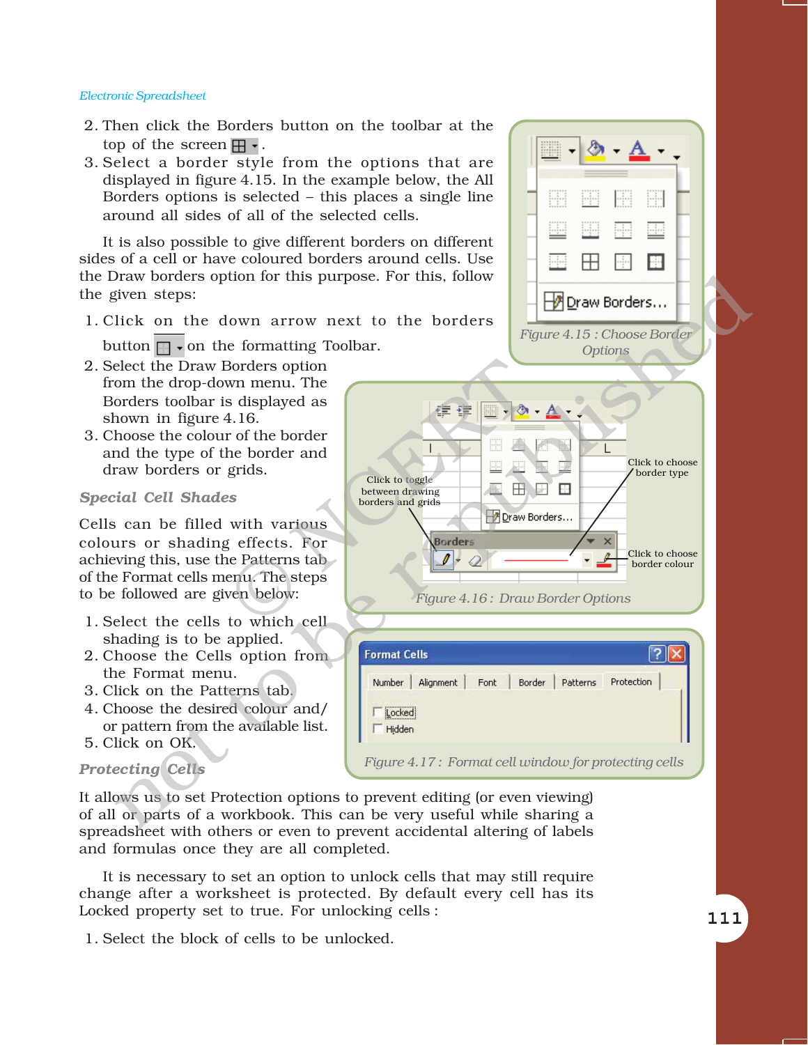2. Then click the Borders button on the toolbar at the top of the screen.
3. Select a border style from the options that are displayed in figure 4.15. In the example below, the All Borders options is selected – this places a single line around all sides of all of the selected cells.

Figure 4.15 : Choose Border Options

It is also possible to give different borders on different sides of a cell or have coloured borders around cells. Use the Draw borders option for this purpose. For this, follow the given steps:

1. Click on the down arrow next to the borders button on the formatting Toolbar.
2. Select the Draw Borders option from the drop-down menu. The Borders toolbar is displayed as shown in figure 4.16.
3. Choose the colour of the border and the type of the border and draw borders or grids.

Figure 4.16 : Draw Border Options

### *Special Cell Shades*

Cells can be filled with various colours or shading effects. For achieving this, use the Patterns tab of the Format cells menu. The steps to be followed are given below:

1. Select the cells to which cell shading is to be applied.
2. Choose the Cells option from the Format menu.
3. Click on the Patterns tab.
4. Choose the desired colour and/or pattern from the available list.
5. Click on OK.

Figure 4.17 : Format cell window for protecting cells

### *Protecting Cells*

It allows us to set Protection options to prevent editing (or even viewing) of all or parts of a workbook. This can be very useful while sharing a spreadsheet with others or even to prevent accidental altering of labels and formulas once they are all completed.

It is necessary to set an option to unlock cells that may still require change after a worksheet is protected. By default every cell has its Locked property set to true. For unlocking cells :

1. Select the block of cells to be unlocked.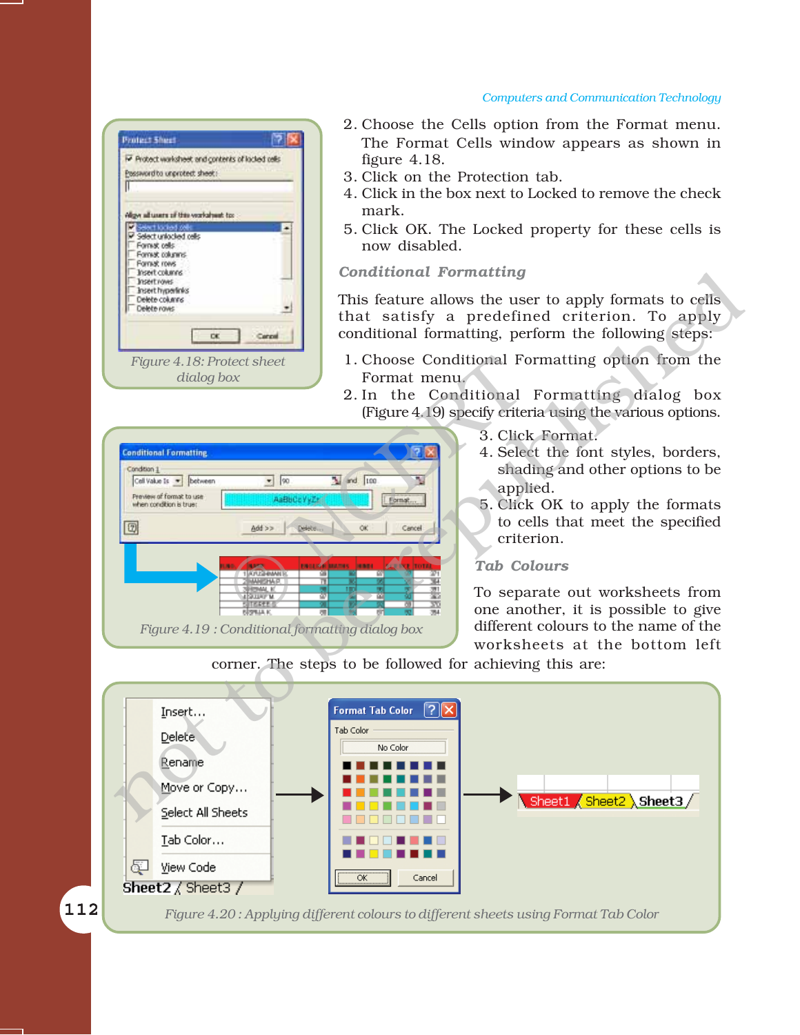2. Choose the Cells option from the Format menu. The Format Cells window appears as shown in figure 4.18.
3. Click on the Protection tab.
4. Click in the box next to Locked to remove the check mark.
5. Click OK. The Locked property for these cells is now disabled.

Figure 4.18: Protect sheet dialog box

### *Conditional Formatting*

This feature allows the user to apply formats to cells that satisfy a predefined criterion. To apply conditional formatting, perform the following steps:

1. Choose Conditional Formatting option from the Format menu.
2. In the Conditional Formatting dialog box (Figure 4.19) specify criteria using the various options.
3. Click Format.
4. Select the font styles, borders, shading and other options to be applied.
5. Click OK to apply the formats to cells that meet the specified criterion.

Figure 4.19 : Conditional formatting dialog box

### *Tab Colours*

To separate out worksheets from one another, it is possible to give different colours to the name of the worksheets at the bottom left corner. The steps to be followed for achieving this are:

Figure 4.20 : Applying different colours to different sheets using Format Tab Color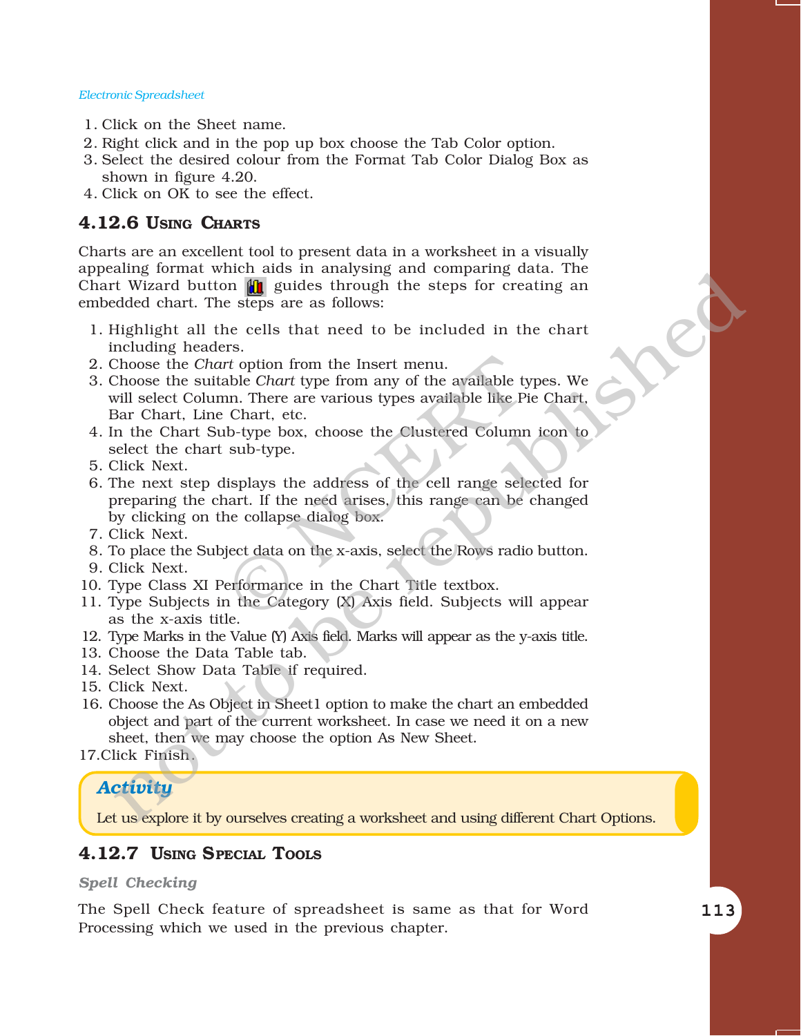1. Click on the Sheet name.
2. Right click and in the pop up box choose the Tab Color option.
3. Select the desired colour from the Format Tab Color Dialog Box as shown in figure 4.20.
4. Click on OK to see the effect.

### 4.12.6 Using Charts

Charts are an excellent tool to present data in a worksheet in a visually appealing format which aids in analysing and comparing data. The Chart Wizard button guides through the steps for creating an embedded chart. The steps are as follows:

1. Highlight all the cells that need to be included in the chart including headers.
2. Choose the *Chart* option from the Insert menu.
3. Choose the suitable *Chart* type from any of the available types. We will select Column. There are various types available like Pie Chart, Bar Chart, Line Chart, etc.
4. In the Chart Sub-type box, choose the Clustered Column icon to select the chart sub-type.
5. Click Next.
6. The next step displays the address of the cell range selected for preparing the chart. If the need arises, this range can be changed by clicking on the collapse dialog box.
7. Click Next.
8. To place the Subject data on the x-axis, select the Rows radio button.
9. Click Next.
10. Type Class XI Performance in the Chart Title textbox.
11. Type Subjects in the Category (X) Axis field. Subjects will appear as the x-axis title.
12. Type Marks in the Value (Y) Axis field. Marks will appear as the y-axis title.
13. Choose the Data Table tab.
14. Select Show Data Table if required.
15. Click Next.
16. Choose the As Object in Sheet1 option to make the chart an embedded object and part of the current worksheet. In case we need it on a new sheet, then we may choose the option As New Sheet.
17. Click Finish.

**Activity**

Let us explore it by ourselves creating a worksheet and using different Chart Options.

### 4.12.7 Using Special Tools

**Spell Checking**

The Spell Check feature of spreadsheet is same as that for Word Processing which we used in the previous chapter.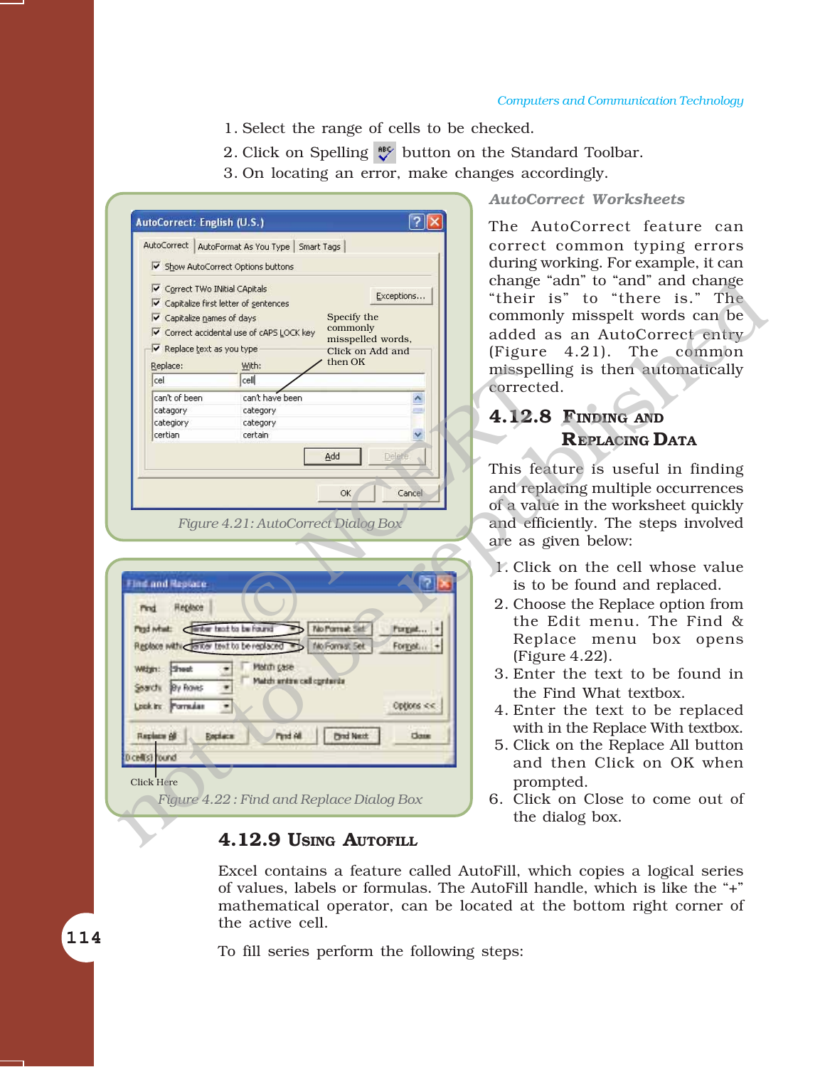1. Select the range of cells to be checked.
2. Click on Spelling button on the Standard Toolbar.
3. On locating an error, make changes accordingly.

Specify the commonly misspelled words, Click on Add and then OK

Figure 4.21: AutoCorrect Dialog Box

Click Here

Figure 4.22 : Find and Replace Dialog Box

### *AutoCorrect Worksheets*

The AutoCorrect feature can correct common typing errors during working. For example, it can change "adn" to "and" and change "their is" to "there is." The commonly misspelt words can be added as an AutoCorrect entry (Figure 4.21). The common misspelling is then automatically corrected.

## 4.12.8 Finding and Replacing Data

This feature is useful in finding and replacing multiple occurrences of a value in the worksheet quickly and efficiently. The steps involved are as given below:

1. Click on the cell whose value is to be found and replaced.
2. Choose the Replace option from the Edit menu. The Find & Replace menu box opens (Figure 4.22).
3. Enter the text to be found in the Find What textbox.
4. Enter the text to be replaced with in the Replace With textbox.
5. Click on the Replace All button and then Click on OK when prompted.
6. Click on Close to come out of the dialog box.

## 4.12.9 Using AutoFill

Excel contains a feature called AutoFill, which copies a logical series of values, labels or formulas. The AutoFill handle, which is like the "+" mathematical operator, can be located at the bottom right corner of the active cell.

To fill series perform the following steps: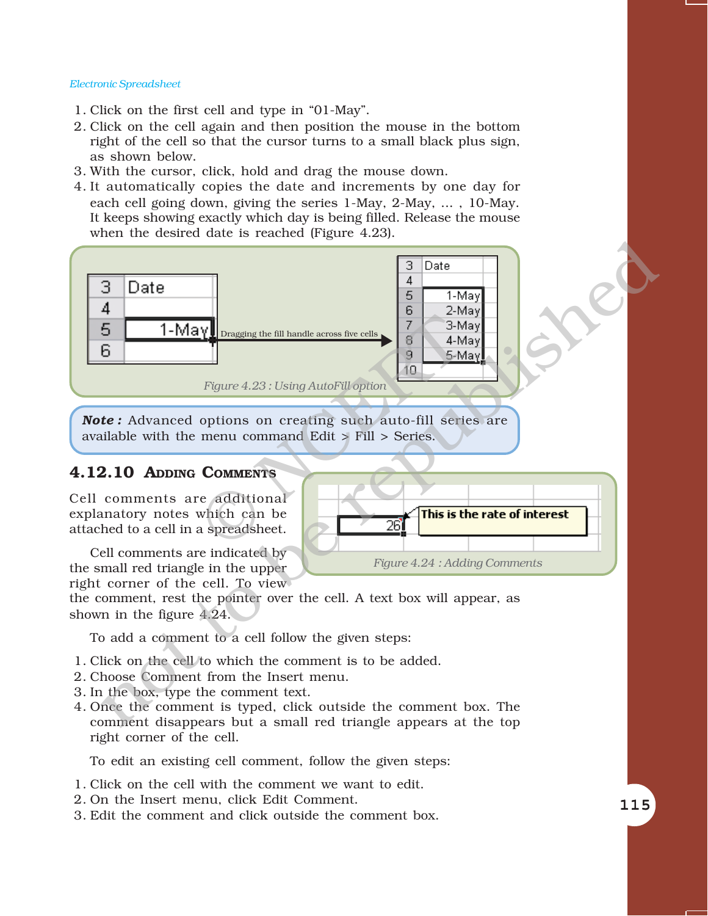1. Click on the first cell and type in “01-May”.
2. Click on the cell again and then position the mouse in the bottom right of the cell so that the cursor turns to a small black plus sign, as shown below.
3. With the cursor, click, hold and drag the mouse down.
4. It automatically copies the date and increments by one day for each cell going down, giving the series 1-May, 2-May, ... , 10-May. It keeps showing exactly which day is being filled. Release the mouse when the desired date is reached (Figure 4.23).

Figure 4.23 : Using AutoFill option

**Note :** Advanced options on creating such auto-fill series are available with the menu command Edit > Fill > Series.

### 4.12.10 Adding Comments

Cell comments are additional explanatory notes which can be attached to a cell in a spreadsheet.

Cell comments are indicated by the small red triangle in the upper right corner of the cell. To view the comment, rest the pointer over the cell. A text box will appear, as shown in the figure 4.24.

Figure 4.24 : Adding Comments

To add a comment to a cell follow the given steps:

1. Click on the cell to which the comment is to be added.
2. Choose Comment from the Insert menu.
3. In the box, type the comment text.
4. Once the comment is typed, click outside the comment box. The comment disappears but a small red triangle appears at the top right corner of the cell.

To edit an existing cell comment, follow the given steps:

1. Click on the cell with the comment we want to edit.
2. On the Insert menu, click Edit Comment.
3. Edit the comment and click outside the comment box.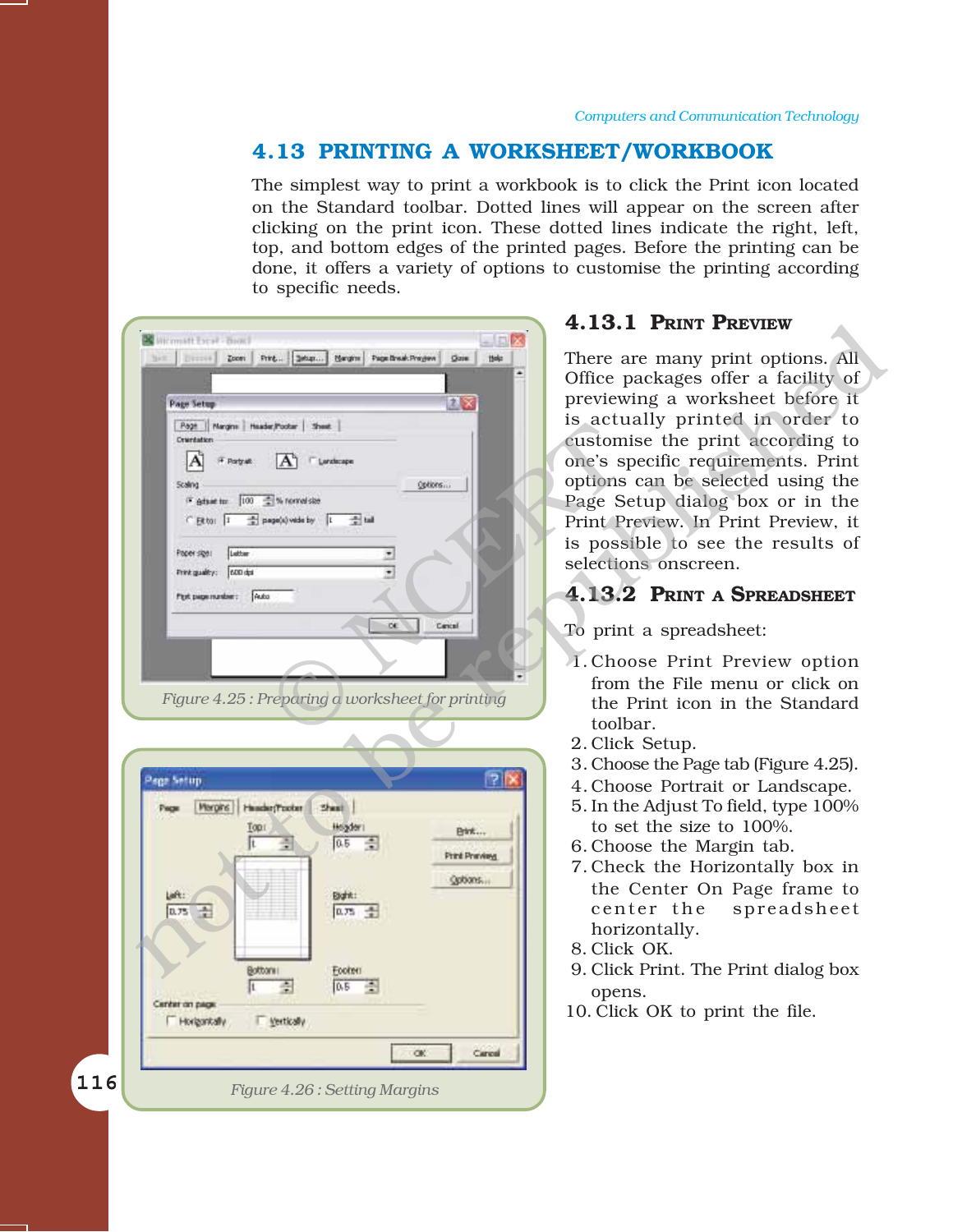## 4.13 PRINTING A WORKSHEET/WORKBOOK

The simplest way to print a workbook is to click the Print icon located on the Standard toolbar. Dotted lines will appear on the screen after clicking on the print icon. These dotted lines indicate the right, left, top, and bottom edges of the printed pages. Before the printing can be done, it offers a variety of options to customise the printing according to specific needs.

*Figure 4.25 : Preparing a worksheet for printing*

*Figure 4.26 : Setting Margins*

### 4.13.1 PRINT PREVIEW

There are many print options. All Office packages offer a facility of previewing a worksheet before it is actually printed in order to customise the print according to one's specific requirements. Print options can be selected using the Page Setup dialog box or in the Print Preview. In Print Preview, it is possible to see the results of selections onscreen.

### 4.13.2 PRINT A SPREADSHEET

To print a spreadsheet:

1. Choose Print Preview option from the File menu or click on the Print icon in the Standard toolbar.
2. Click Setup.
3. Choose the Page tab (Figure 4.25).
4. Choose Portrait or Landscape.
5. In the Adjust To field, type 100% to set the size to 100%.
6. Choose the Margin tab.
7. Check the Horizontally box in the Center On Page frame to center the spreadsheet horizontally.
8. Click OK.
9. Click Print. The Print dialog box opens.
10. Click OK to print the file.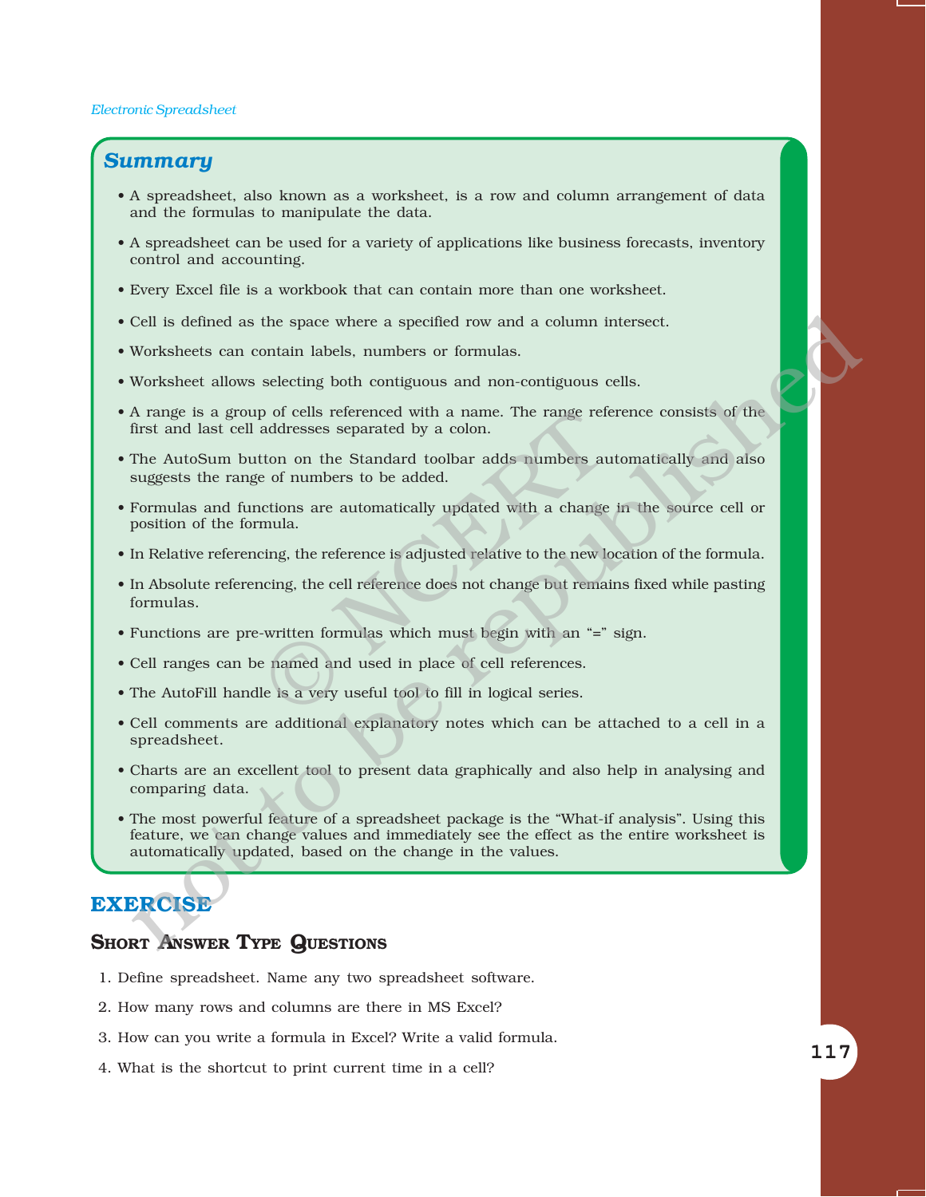## Summary

- A spreadsheet, also known as a worksheet, is a row and column arrangement of data and the formulas to manipulate the data.
- A spreadsheet can be used for a variety of applications like business forecasts, inventory control and accounting.
- Every Excel file is a workbook that can contain more than one worksheet.
- Cell is defined as the space where a specified row and a column intersect.
- Worksheets can contain labels, numbers or formulas.
- Worksheet allows selecting both contiguous and non-contiguous cells.
- A range is a group of cells referenced with a name. The range reference consists of the first and last cell addresses separated by a colon.
- The AutoSum button on the Standard toolbar adds numbers automatically and also suggests the range of numbers to be added.
- Formulas and functions are automatically updated with a change in the source cell or position of the formula.
- In Relative referencing, the reference is adjusted relative to the new location of the formula.
- In Absolute referencing, the cell reference does not change but remains fixed while pasting formulas.
- Functions are pre-written formulas which must begin with an "=" sign.
- Cell ranges can be named and used in place of cell references.
- The AutoFill handle is a very useful tool to fill in logical series.
- Cell comments are additional explanatory notes which can be attached to a cell in a spreadsheet.
- Charts are an excellent tool to present data graphically and also help in analysing and comparing data.
- The most powerful feature of a spreadsheet package is the "What-if analysis". Using this feature, we can change values and immediately see the effect as the entire worksheet is automatically updated, based on the change in the values.

## EXERCISE

### Short Answer Type Questions

1. Define spreadsheet. Name any two spreadsheet software.
2. How many rows and columns are there in MS Excel?
3. How can you write a formula in Excel? Write a valid formula.
4. What is the shortcut to print current time in a cell?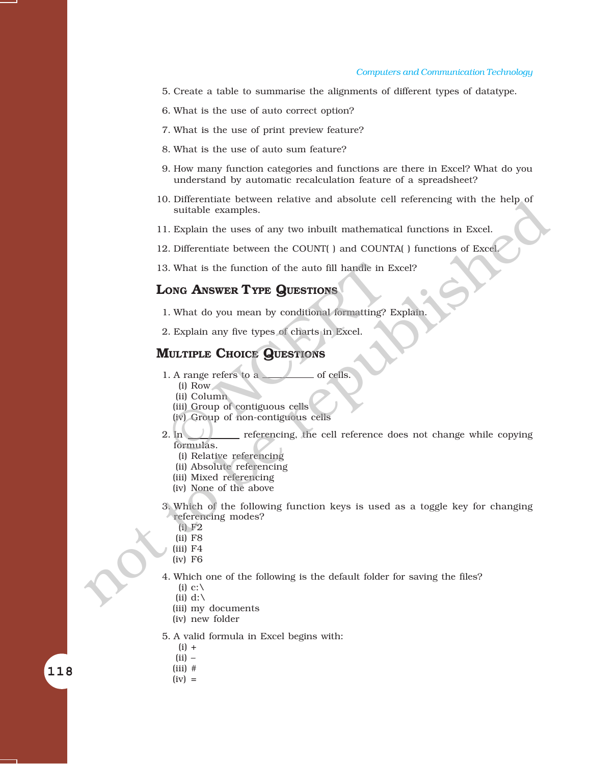5. Create a table to summarise the alignments of different types of datatype.
6. What is the use of auto correct option?
7. What is the use of print preview feature?
8. What is the use of auto sum feature?
9. How many function categories and functions are there in Excel? What do you understand by automatic recalculation feature of a spreadsheet?
10. Differentiate between relative and absolute cell referencing with the help of suitable examples.
11. Explain the uses of any two inbuilt mathematical functions in Excel.
12. Differentiate between the COUNT( ) and COUNTA( ) functions of Excel.
13. What is the function of the auto fill handle in Excel?

## Long Answer Type Questions

1. What do you mean by conditional formatting? Explain.
2. Explain any five types of charts in Excel.

## Multiple Choice Questions

1. A range refers to a __________ of cells.
   (i) Row
   (ii) Column
   (iii) Group of contiguous cells
   (iv) Group of non-contiguous cells

2. In __________ referencing, the cell reference does not change while copying formulas.
   (i) Relative referencing
   (ii) Absolute referencing
   (iii) Mixed referencing
   (iv) None of the above

3. Which of the following function keys is used as a toggle key for changing referencing modes?
   (i) F2
   (ii) F8
   (iii) F4
   (iv) F6

4. Which one of the following is the default folder for saving the files?
   (i) c:\
   (ii) d:\
   (iii) my documents
   (iv) new folder

5. A valid formula in Excel begins with:
   (i) +
   (ii) –
   (iii) #
   (iv) =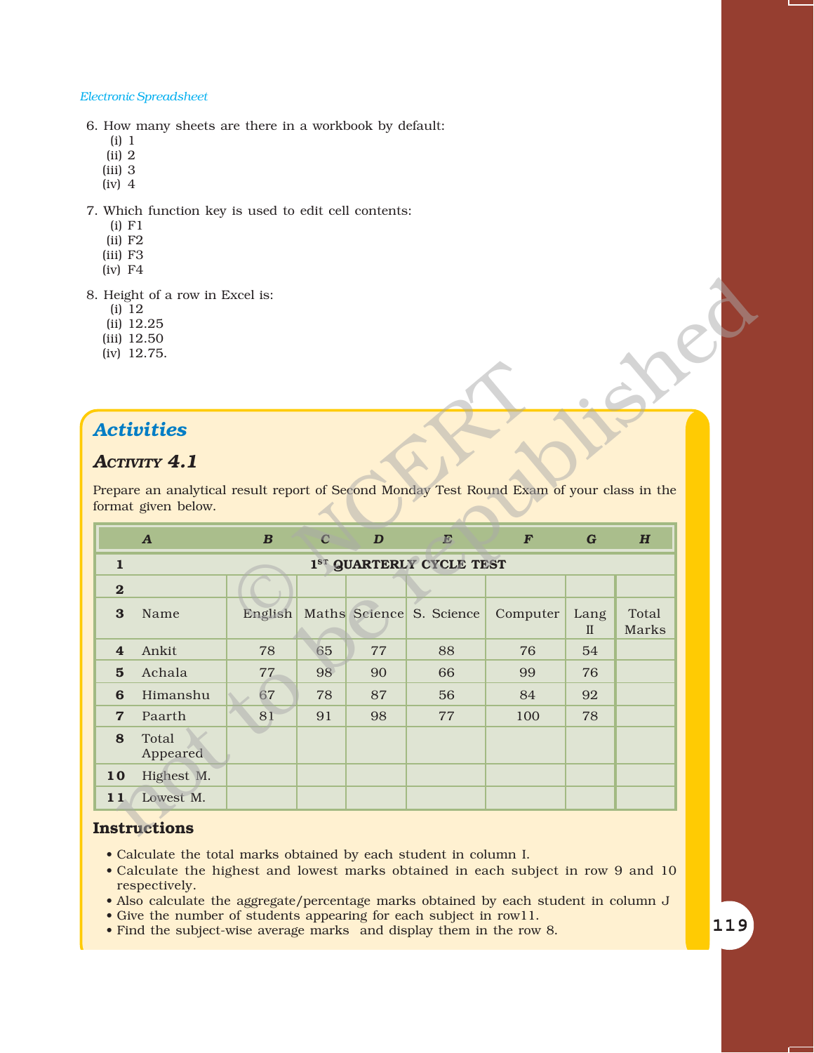6. How many sheets are there in a workbook by default:
   (i) 1
   (ii) 2
   (iii) 3
   (iv) 4

7. Which function key is used to edit cell contents:
   (i) F1
   (ii) F2
   (iii) F3
   (iv) F4

8. Height of a row in Excel is:
   (i) 12
   (ii) 12.25
   (iii) 12.50
   (iv) 12.75.

## Activities

### Activity 4.1

Prepare an analytical result report of Second Monday Test Round Exam of your class in the format given below.

| | A | B | C | D | E | F | G | H |
|---|---|---|---|---|---|---|---|---|
| 1 | 1ST QUARTERLY CYCLE TEST | | | | | | | |
| 2 | | | | | | | | |
| 3 | Name | English | Maths | Science | S. Science | Computer | Lang II | Total Marks |
| 4 | Ankit | 78 | 65 | 77 | 88 | 76 | 54 | |
| 5 | Achala | 77 | 98 | 90 | 66 | 99 | 76 | |
| 6 | Himanshu | 67 | 78 | 87 | 56 | 84 | 92 | |
| 7 | Paarth | 81 | 91 | 98 | 77 | 100 | 78 | |
| 8 | Total Appeared | | | | | | | |
| 10 | Highest M. | | | | | | | |
| 11 | Lowest M. | | | | | | | |

**Instructions**

- Calculate the total marks obtained by each student in column I.
- Calculate the highest and lowest marks obtained in each subject in row 9 and 10 respectively.
- Also calculate the aggregate/percentage marks obtained by each student in column J
- Give the number of students appearing for each subject in row11.
- Find the subject-wise average marks and display them in the row 8.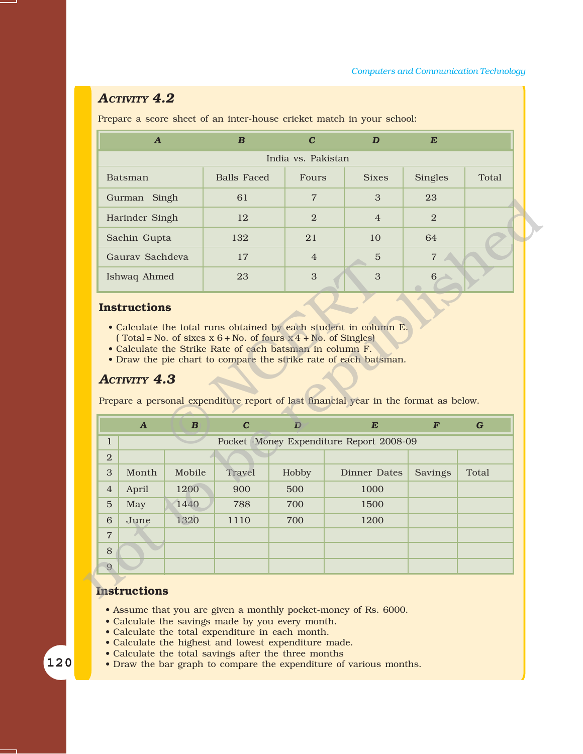## Activity 4.2

Prepare a score sheet of an inter-house cricket match in your school:

| A | B | C | D | E | |
|---|---|---|---|---|---|
| India vs. Pakistan | | | | | |
| Batsman | Balls Faced | Fours | Sixes | Singles | Total |
| Gurman Singh | 61 | 7 | 3 | 23 | |
| Harinder Singh | 12 | 2 | 4 | 2 | |
| Sachin Gupta | 132 | 21 | 10 | 64 | |
| Gaurav Sachdeva | 17 | 4 | 5 | 7 | |
| Ishwaq Ahmed | 23 | 3 | 3 | 6 | |

### Instructions

- Calculate the total runs obtained by each student in column E.
  ( Total = No. of sixes x 6 + No. of fours x 4 + No. of Singles)
- Calculate the Strike Rate of each batsman in column F.
- Draw the pie chart to compare the strike rate of each batsman.

## Activity 4.3

Prepare a personal expenditure report of last financial year in the format as below.

| | A | B | C | D | E | F | G |
|---|---|---|---|---|---|---|---|
| 1 | Pocket -Money Expenditure Report 2008-09 | | | | | | |
| 2 | | | | | | | |
| 3 | Month | Mobile | Travel | Hobby | Dinner Dates | Savings | Total |
| 4 | April | 1200 | 900 | 500 | 1000 | | |
| 5 | May | 1440 | 788 | 700 | 1500 | | |
| 6 | June | 1320 | 1110 | 700 | 1200 | | |
| 7 | | | | | | | |
| 8 | | | | | | | |
| 9 | | | | | | | |

### Instructions

- Assume that you are given a monthly pocket-money of Rs. 6000.
- Calculate the savings made by you every month.
- Calculate the total expenditure in each month.
- Calculate the highest and lowest expenditure made.
- Calculate the total savings after the three months
- Draw the bar graph to compare the expenditure of various months.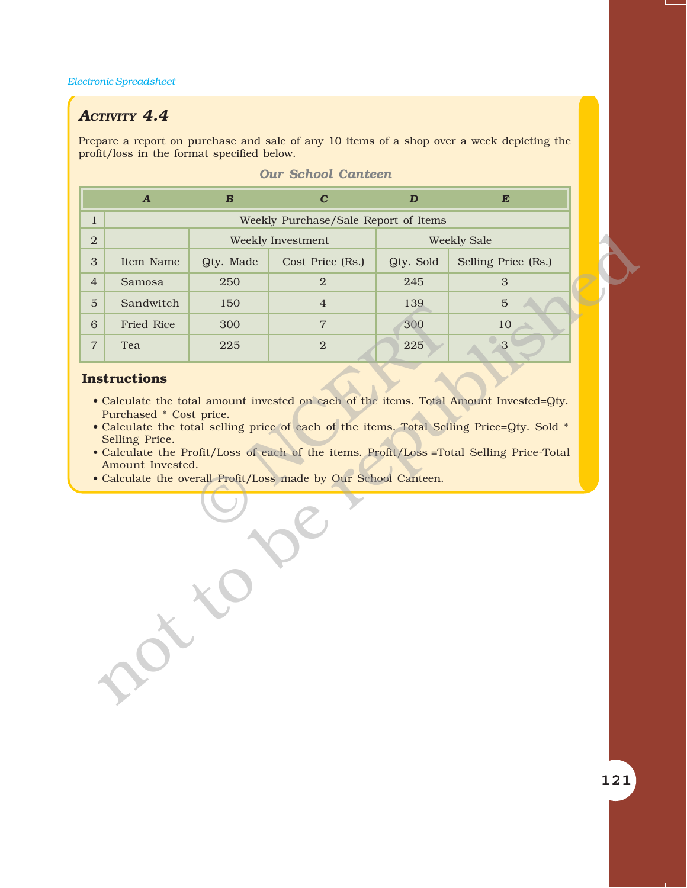## ACTIVITY 4.4

Prepare a report on purchase and sale of any 10 items of a shop over a week depicting the profit/loss in the format specified below.

*Our School Canteen*

| | A | B | C | D | E |
|---|---|---|---|---|---|
| 1 | Weekly Purchase/Sale Report of Items | | | | |
| 2 | | Weekly Investment | | Weekly Sale | |
| 3 | Item Name | Qty. Made | Cost Price (Rs.) | Qty. Sold | Selling Price (Rs.) |
| 4 | Samosa | 250 | 2 | 245 | 3 |
| 5 | Sandwitch | 150 | 4 | 139 | 5 |
| 6 | Fried Rice | 300 | 7 | 300 | 10 |
| 7 | Tea | 225 | 2 | 225 | 3 |

### Instructions

- Calculate the total amount invested on each of the items. Total Amount Invested=Qty. Purchased * Cost price.
- Calculate the total selling price of each of the items. Total Selling Price=Qty. Sold * Selling Price.
- Calculate the Profit/Loss of each of the items. Profit/Loss =Total Selling Price-Total Amount Invested.
- Calculate the overall Profit/Loss made by Our School Canteen.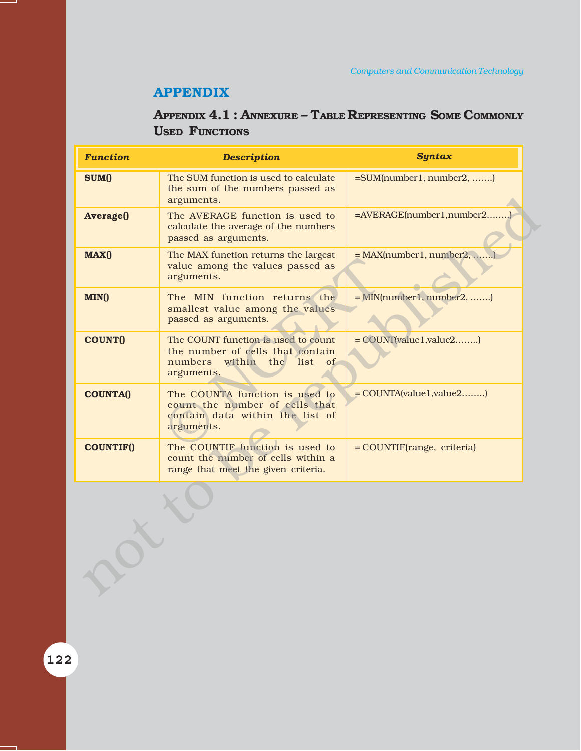# APPENDIX

## Appendix 4.1 : Annexure – Table Representing Some Commonly Used Functions

| *Function* | *Description* | *Syntax* |
|---|---|---|
| **SUM()** | The SUM function is used to calculate the sum of the numbers passed as arguments. | =SUM(number1, number2, …….) |
| **Average()** | The AVERAGE function is used to calculate the average of the numbers passed as arguments. | =AVERAGE(number1,number2……..) |
| **MAX()** | The MAX function returns the largest value among the values passed as arguments. | = MAX(number1, number2, …….) |
| **MIN()** | The MIN function returns the smallest value among the values passed as arguments. | = MIN(number1, number2, …….) |
| **COUNT()** | The COUNT function is used to count the number of cells that contain numbers within the list of arguments. | = COUNT(value1,value2……..) |
| **COUNTA()** | The COUNTA function is used to count the number of cells that contain data within the list of arguments. | = COUNTA(value1,value2……..) |
| **COUNTIF()** | The COUNTIF function is used to count the number of cells within a range that meet the given criteria. | = COUNTIF(range, criteria) |